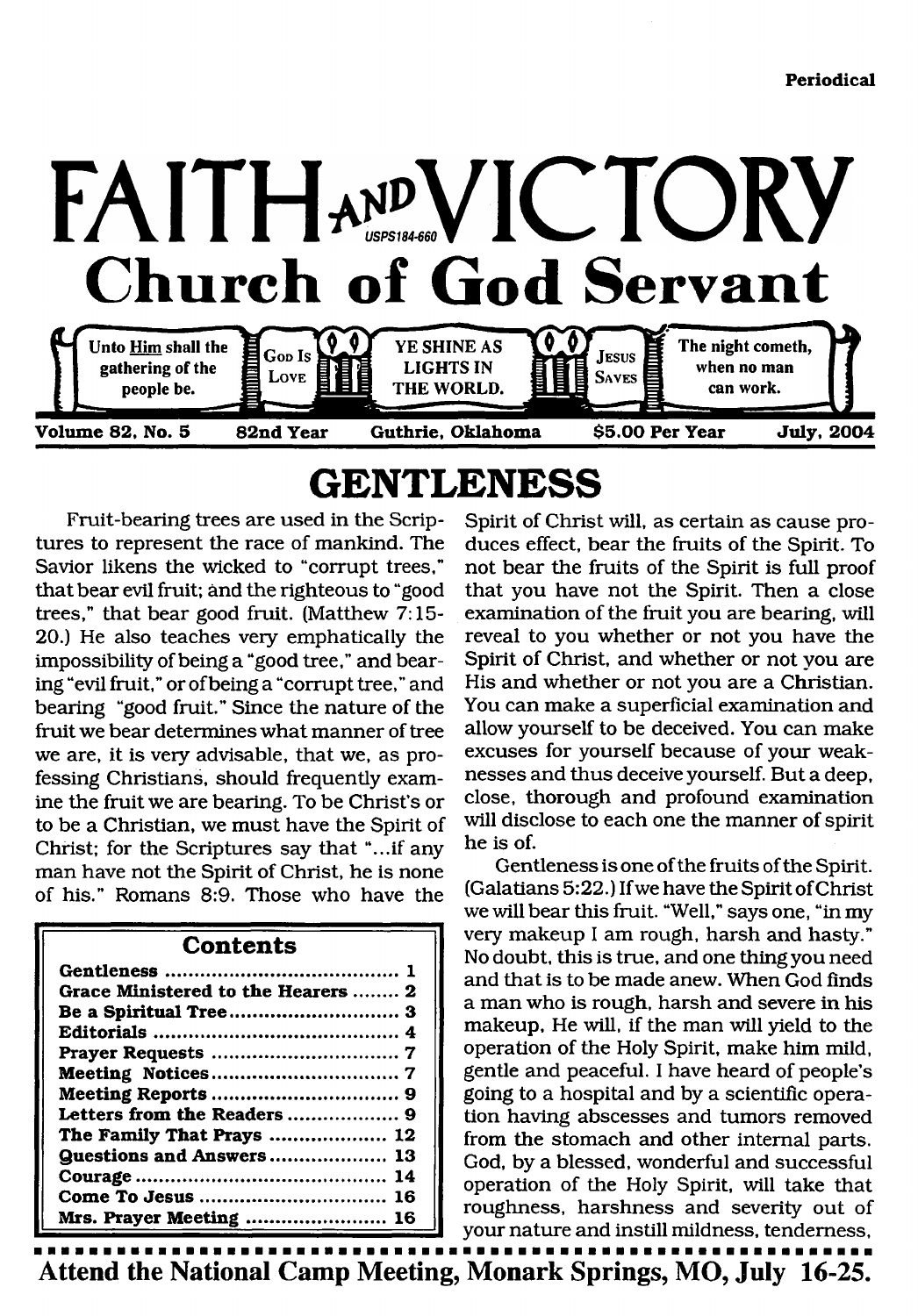Periodical

# FAITH AND VICTORY

USPS184-660

## Church of God Servant

Unto Him shall the gathering of the people be. | God Is Love | YE SHINE AS LIGHTS IN THE WORLD. | Jesus Saves | The night cometh, when no man can work.

**Volume 82, No. 5 — 82nd Year — Guthrie, Oklahoma — $5.00 Per Year — July, 2004**

# GENTLENESS

Fruit-bearing trees are used in the Scriptures to represent the race of mankind. The Savior likens the wicked to "corrupt trees," that bear evil fruit; and the righteous to "good trees," that bear good fruit. (Matthew 7:15-20.) He also teaches very emphatically the impossibility of being a "good tree," and bearing "evil fruit," or of being a "corrupt tree," and bearing "good fruit." Since the nature of the fruit we bear determines what manner of tree we are, it is very advisable, that we, as professing Christians, should frequently examine the fruit we are bearing. To be Christ's or to be a Christian, we must have the Spirit of Christ; for the Scriptures say that "...if any man have not the Spirit of Christ, he is none of his." Romans 8:9. Those who have the Spirit of Christ will, as certain as cause produces effect, bear the fruits of the Spirit. To not bear the fruits of the Spirit is full proof that you have not the Spirit. Then a close examination of the fruit you are bearing, will reveal to you whether or not you have the Spirit of Christ, and whether or not you are His and whether or not you are a Christian. You can make a superficial examination and allow yourself to be deceived. You can make excuses for yourself because of your weaknesses and thus deceive yourself. But a deep, close, thorough and profound examination will disclose to each one the manner of spirit he is of.

Gentleness is one of the fruits of the Spirit. (Galatians 5:22.) If we have the Spirit of Christ we will bear this fruit. "Well," says one, "in my very makeup I am rough, harsh and hasty." No doubt, this is true, and one thing you need and that is to be made anew. When God finds a man who is rough, harsh and severe in his makeup, He will, if the man will yield to the operation of the Holy Spirit, make him mild, gentle and peaceful. I have heard of people's going to a hospital and by a scientific operation having abscesses and tumors removed from the stomach and other internal parts. God, by a blessed, wonderful and successful operation of the Holy Spirit, will take that roughness, harshness and severity out of your nature and instill mildness, tenderness,

| Contents | |
|---|---|
| Gentleness | 1 |
| Grace Ministered to the Hearers | 2 |
| Be a Spiritual Tree | 3 |
| Editorials | 4 |
| Prayer Requests | 7 |
| Meeting Notices | 7 |
| Meeting Reports | 9 |
| Letters from the Readers | 9 |
| The Family That Prays | 12 |
| Questions and Answers | 13 |
| Courage | 14 |
| Come To Jesus | 16 |
| Mrs. Prayer Meeting | 16 |

**Attend the National Camp Meeting, Monark Springs, MO, July 16-25.**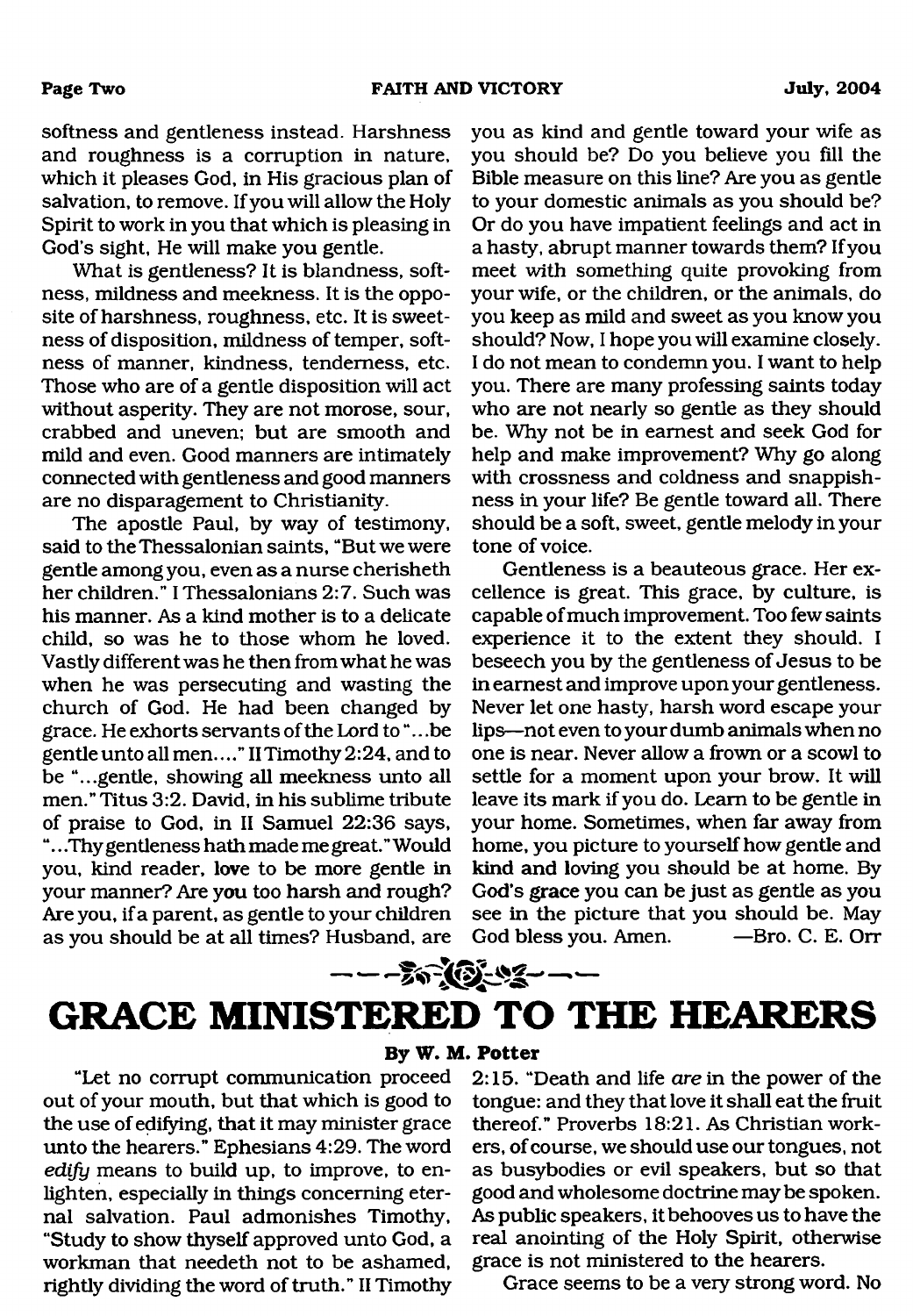softness and gentleness instead. Harshness and roughness is a corruption in nature, which it pleases God, in His gracious plan of salvation, to remove. If you will allow the Holy Spirit to work in you that which is pleasing in God's sight, He will make you gentle.

What is gentleness? It is blandness, softness, mildness and meekness. It is the opposite of harshness, roughness, etc. It is sweetness of disposition, mildness of temper, softness of manner, kindness, tenderness, etc. Those who are of a gentle disposition will act without asperity. They are not morose, sour, crabbed and uneven; but are smooth and mild and even. Good manners are intimately connected with gentleness and good manners are no disparagement to Christianity.

The apostle Paul, by way of testimony, said to the Thessalonian saints, "But we were gentle among you, even as a nurse cherisheth her children." I Thessalonians 2:7. Such was his manner. As a kind mother is to a delicate child, so was he to those whom he loved. Vastly different was he then from what he was when he was persecuting and wasting the church of God. He had been changed by grace. He exhorts servants of the Lord to "...be gentle unto all men...." II Timothy 2:24, and to be "...gentle, showing all meekness unto all men." Titus 3:2. David, in his sublime tribute of praise to God, in II Samuel 22:36 says, "...Thy gentleness hath made me great." Would you, kind reader, love to be more gentle in your manner? Are you too harsh and rough? Are you, if a parent, as gentle to your children as you should be at all times? Husband, are you as kind and gentle toward your wife as you should be? Do you believe you fill the Bible measure on this line? Are you as gentle to your domestic animals as you should be? Or do you have impatient feelings and act in a hasty, abrupt manner towards them? If you meet with something quite provoking from your wife, or the children, or the animals, do you keep as mild and sweet as you know you should? Now, I hope you will examine closely. I do not mean to condemn you. I want to help you. There are many professing saints today who are not nearly so gentle as they should be. Why not be in earnest and seek God for help and make improvement? Why go along with crossness and coldness and snappishness in your life? Be gentle toward all. There should be a soft, sweet, gentle melody in your tone of voice.

Gentleness is a beauteous grace. Her excellence is great. This grace, by culture, is capable of much improvement. Too few saints experience it to the extent they should. I beseech you by the gentleness of Jesus to be in earnest and improve upon your gentleness. Never let one hasty, harsh word escape your lips—not even to your dumb animals when no one is near. Never allow a frown or a scowl to settle for a moment upon your brow. It will leave its mark if you do. Learn to be gentle in your home. Sometimes, when far away from home, you picture to yourself how gentle and kind and loving you should be at home. By God's grace you can be just as gentle as you see in the picture that you should be. May God bless you. Amen. —Bro. C. E. Orr

# GRACE MINISTERED TO THE HEARERS

**By W. M. Potter**

"Let no corrupt communication proceed out of your mouth, but that which is good to the use of edifying, that it may minister grace unto the hearers." Ephesians 4:29. The word *edify* means to build up, to improve, to enlighten, especially in things concerning eternal salvation. Paul admonishes Timothy, "Study to show thyself approved unto God, a workman that needeth not to be ashamed, rightly dividing the word of truth." II Timothy 2:15. "Death and life *are* in the power of the tongue: and they that love it shall eat the fruit thereof." Proverbs 18:21. As Christian workers, of course, we should use our tongues, not as busybodies or evil speakers, but so that good and wholesome doctrine may be spoken. As public speakers, it behooves us to have the real anointing of the Holy Spirit, otherwise grace is not ministered to the hearers.

Grace seems to be a very strong word. No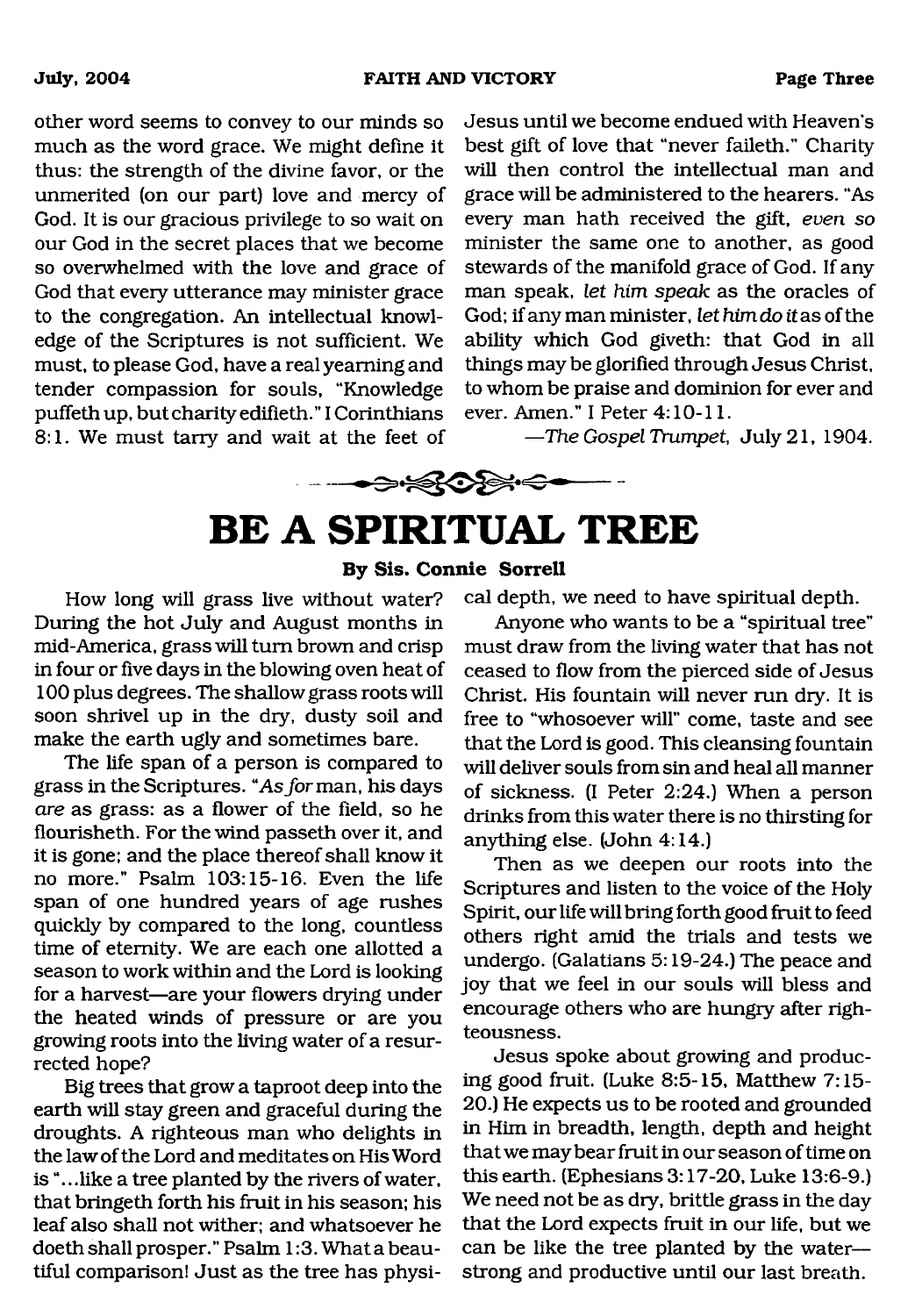other word seems to convey to our minds so much as the word grace. We might define it thus: the strength of the divine favor, or the unmerited (on our part) love and mercy of God. It is our gracious privilege to so wait on our God in the secret places that we become so overwhelmed with the love and grace of God that every utterance may minister grace to the congregation. An intellectual knowledge of the Scriptures is not sufficient. We must, to please God, have a real yearning and tender compassion for souls, "Knowledge puffeth up, but charity edifieth." I Corinthians 8:1. We must tarry and wait at the feet of Jesus until we become endued with Heaven's best gift of love that "never faileth." Charity will then control the intellectual man and grace will be administered to the hearers. "As every man hath received the gift, *even so* minister the same one to another, as good stewards of the manifold grace of God. If any man speak, *let him speak* as the oracles of God; if any man minister, *let him do it* as of the ability which God giveth: that God in all things may be glorified through Jesus Christ, to whom be praise and dominion for ever and ever. Amen." I Peter 4:10-11.

—*The Gospel Trumpet*, July 21, 1904.

# BE A SPIRITUAL TREE

**By Sis. Connie Sorrell**

How long will grass live without water? During the hot July and August months in mid-America, grass will turn brown and crisp in four or five days in the blowing oven heat of 100 plus degrees. The shallow grass roots will soon shrivel up in the dry, dusty soil and make the earth ugly and sometimes bare.

The life span of a person is compared to grass in the Scriptures. "*As for* man, his days *are* as grass: as a flower of the field, so he flourisheth. For the wind passeth over it, and it is gone; and the place thereof shall know it no more." Psalm 103:15-16. Even the life span of one hundred years of age rushes quickly by compared to the long, countless time of eternity. We are each one allotted a season to work within and the Lord is looking for a harvest—are your flowers drying under the heated winds of pressure or are you growing roots into the living water of a resurrected hope?

Big trees that grow a taproot deep into the earth will stay green and graceful during the droughts. A righteous man who delights in the law of the Lord and meditates on His Word is "...like a tree planted by the rivers of water, that bringeth forth his fruit in his season; his leaf also shall not wither; and whatsoever he doeth shall prosper." Psalm 1:3. What a beautiful comparison! Just as the tree has physical depth, we need to have spiritual depth.

Anyone who wants to be a "spiritual tree" must draw from the living water that has not ceased to flow from the pierced side of Jesus Christ. His fountain will never run dry. It is free to "whosoever will" come, taste and see that the Lord is good. This cleansing fountain will deliver souls from sin and heal all manner of sickness. (I Peter 2:24.) When a person drinks from this water there is no thirsting for anything else. (John 4:14.)

Then as we deepen our roots into the Scriptures and listen to the voice of the Holy Spirit, our life will bring forth good fruit to feed others right amid the trials and tests we undergo. (Galatians 5:19-24.) The peace and joy that we feel in our souls will bless and encourage others who are hungry after righteousness.

Jesus spoke about growing and producing good fruit. (Luke 8:5-15, Matthew 7:15-20.) He expects us to be rooted and grounded in Him in breadth, length, depth and height that we may bear fruit in our season of time on this earth. (Ephesians 3:17-20, Luke 13:6-9.) We need not be as dry, brittle grass in the day that the Lord expects fruit in our life, but we can be like the tree planted by the water—strong and productive until our last breath.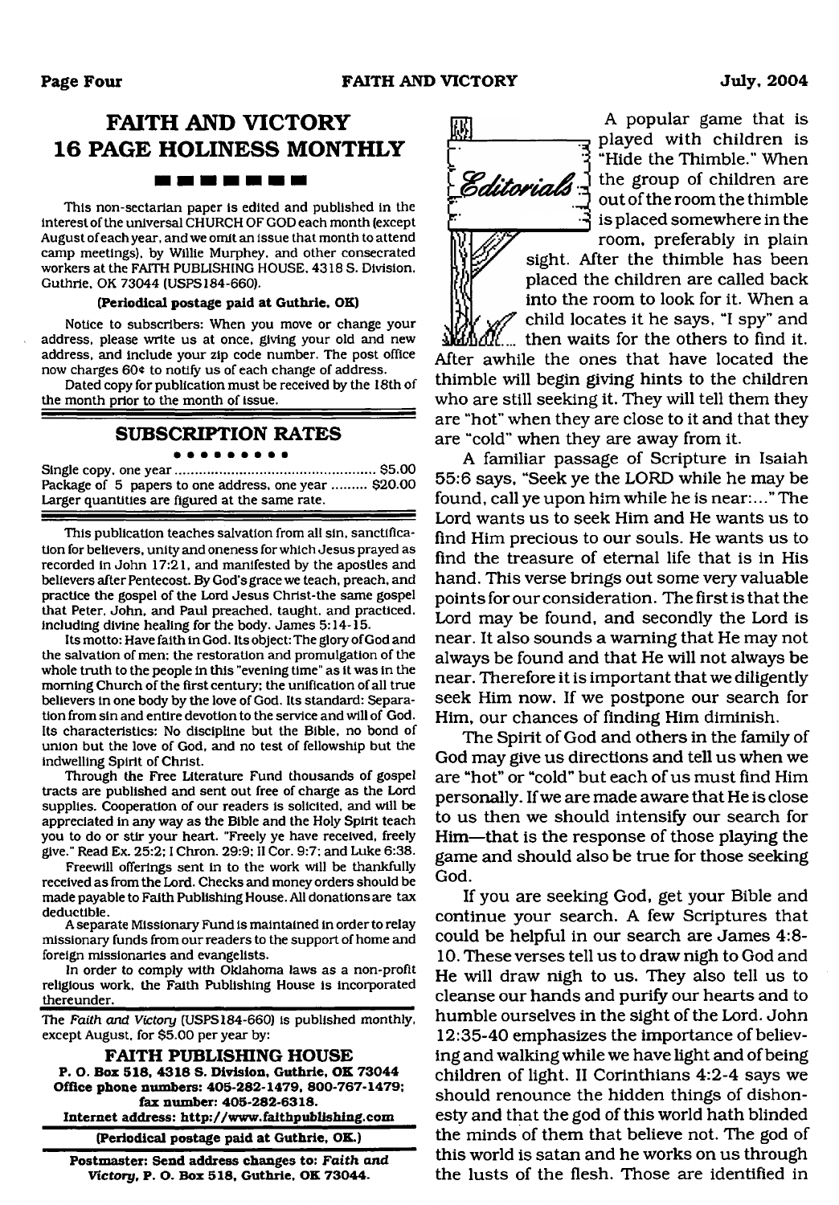# FAITH AND VICTORY 16 PAGE HOLINESS MONTHLY

This non-sectarian paper is edited and published in the interest of the universal CHURCH OF GOD each month (except August of each year, and we omit an issue that month to attend camp meetings), by Willie Murphey, and other consecrated workers at the FAITH PUBLISHING HOUSE, 4318 S. Division, Guthrie, OK 73044 (USPS184-660).

**(Periodical postage paid at Guthrie, OK)**

Notice to subscribers: When you move or change your address, please write us at once, giving your old and new address, and include your zip code number. The post office now charges 60¢ to notify us of each change of address.

Dated copy for publication must be received by the 18th of the month prior to the month of issue.

## SUBSCRIPTION RATES

Single copy, one year ..................................................... $5.00
Package of 5 papers to one address, one year ......... $20.00
Larger quantities are figured at the same rate.

This publication teaches salvation from all sin, sanctification for believers, unity and oneness for which Jesus prayed as recorded in John 17:21, and manifested by the apostles and believers after Pentecost. By God's grace we teach, preach, and practice the gospel of the Lord Jesus Christ-the same gospel that Peter, John, and Paul preached, taught, and practiced, including divine healing for the body. James 5:14-15.

Its motto: Have faith in God. Its object: The glory of God and the salvation of men; the restoration and promulgation of the whole truth to the people in this "evening time" as it was in the morning Church of the first century; the unification of all true believers in one body by the love of God. Its standard: Separation from sin and entire devotion to the service and will of God. Its characteristics: No discipline but the Bible, no bond of union but the love of God, and no test of fellowship but the indwelling Spirit of Christ.

Through the Free Literature Fund thousands of gospel tracts are published and sent out free of charge as the Lord supplies. Cooperation of our readers is solicited, and will be appreciated in any way as the Bible and the Holy Spirit teach you to do or stir your heart. "Freely ye have received, freely give." Read Ex. 25:2; I Chron. 29:9; II Cor. 9:7; and Luke 6:38.

Freewill offerings sent in to the work will be thankfully received as from the Lord. Checks and money orders should be made payable to Faith Publishing House. All donations are tax deductible.

A separate Missionary Fund is maintained in order to relay missionary funds from our readers to the support of home and foreign missionaries and evangelists.

In order to comply with Oklahoma laws as a non-profit religious work, the Faith Publishing House is incorporated thereunder.

The *Faith and Victory* (USPS184-660) is published monthly, except August, for $5.00 per year by:

**FAITH PUBLISHING HOUSE**
**P. O. Box 518, 4318 S. Division, Guthrie, OK 73044**
**Office phone numbers: 405-282-1479, 800-767-1479; fax number: 405-282-6318.**
**Internet address: http://www.faithpublishing.com**

**(Periodical postage paid at Guthrie, OK.)**

**Postmaster: Send address changes to: *Faith and Victory*, P. O. Box 518, Guthrie, OK 73044.**

## Editorials

A popular game that is played with children is "Hide the Thimble." When the group of children are out of the room the thimble is placed somewhere in the room, preferably in plain sight. After the thimble has been placed the children are called back into the room to look for it. When a child locates it he says, "I spy" and then waits for the others to find it. After awhile the ones that have located the thimble will begin giving hints to the children who are still seeking it. They will tell them they are "hot" when they are close to it and that they are "cold" when they are away from it.

A familiar passage of Scripture in Isaiah 55:6 says, "Seek ye the LORD while he may be found, call ye upon him while he is near:..." The Lord wants us to seek Him and He wants us to find Him precious to our souls. He wants us to find the treasure of eternal life that is in His hand. This verse brings out some very valuable points for our consideration. The first is that the Lord may be found, and secondly the Lord is near. It also sounds a warning that He may not always be found and that He will not always be near. Therefore it is important that we diligently seek Him now. If we postpone our search for Him, our chances of finding Him diminish.

The Spirit of God and others in the family of God may give us directions and tell us when we are "hot" or "cold" but each of us must find Him personally. If we are made aware that He is close to us then we should intensify our search for Him—that is the response of those playing the game and should also be true for those seeking God.

If you are seeking God, get your Bible and continue your search. A few Scriptures that could be helpful in our search are James 4:8-10. These verses tell us to draw nigh to God and He will draw nigh to us. They also tell us to cleanse our hands and purify our hearts and to humble ourselves in the sight of the Lord. John 12:35-40 emphasizes the importance of believing and walking while we have light and of being children of light. II Corinthians 4:2-4 says we should renounce the hidden things of dishonesty and that the god of this world hath blinded the minds of them that believe not. The god of this world is satan and he works on us through the lusts of the flesh. Those are identified in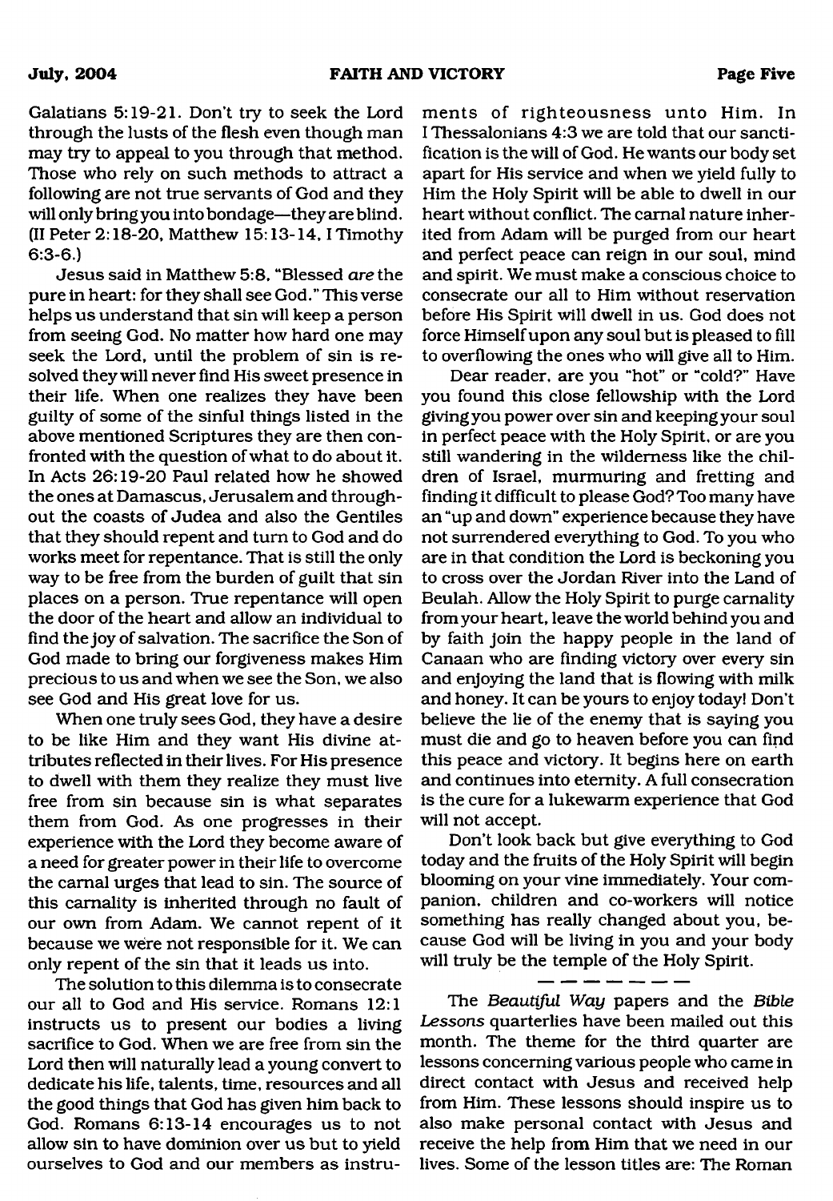Galatians 5:19-21. Don't try to seek the Lord through the lusts of the flesh even though man may try to appeal to you through that method. Those who rely on such methods to attract a following are not true servants of God and they will only bring you into bondage—they are blind. (II Peter 2:18-20, Matthew 15:13-14, I Timothy 6:3-6.)

Jesus said in Matthew 5:8, "Blessed *are* the pure in heart: for they shall see God." This verse helps us understand that sin will keep a person from seeing God. No matter how hard one may seek the Lord, until the problem of sin is resolved they will never find His sweet presence in their life. When one realizes they have been guilty of some of the sinful things listed in the above mentioned Scriptures they are then confronted with the question of what to do about it. In Acts 26:19-20 Paul related how he showed the ones at Damascus, Jerusalem and throughout the coasts of Judea and also the Gentiles that they should repent and turn to God and do works meet for repentance. That is still the only way to be free from the burden of guilt that sin places on a person. True repentance will open the door of the heart and allow an individual to find the joy of salvation. The sacrifice the Son of God made to bring our forgiveness makes Him precious to us and when we see the Son, we also see God and His great love for us.

When one truly sees God, they have a desire to be like Him and they want His divine attributes reflected in their lives. For His presence to dwell with them they realize they must live free from sin because sin is what separates them from God. As one progresses in their experience with the Lord they become aware of a need for greater power in their life to overcome the carnal urges that lead to sin. The source of this carnality is inherited through no fault of our own from Adam. We cannot repent of it because we were not responsible for it. We can only repent of the sin that it leads us into.

The solution to this dilemma is to consecrate our all to God and His service. Romans 12:1 instructs us to present our bodies a living sacrifice to God. When we are free from sin the Lord then will naturally lead a young convert to dedicate his life, talents, time, resources and all the good things that God has given him back to God. Romans 6:13-14 encourages us to not allow sin to have dominion over us but to yield ourselves to God and our members as instruments of righteousness unto Him. In I Thessalonians 4:3 we are told that our sanctification is the will of God. He wants our body set apart for His service and when we yield fully to Him the Holy Spirit will be able to dwell in our heart without conflict. The carnal nature inherited from Adam will be purged from our heart and perfect peace can reign in our soul, mind and spirit. We must make a conscious choice to consecrate our all to Him without reservation before His Spirit will dwell in us. God does not force Himself upon any soul but is pleased to fill to overflowing the ones who will give all to Him.

Dear reader, are you "hot" or "cold?" Have you found this close fellowship with the Lord giving you power over sin and keeping your soul in perfect peace with the Holy Spirit, or are you still wandering in the wilderness like the children of Israel, murmuring and fretting and finding it difficult to please God? Too many have an "up and down" experience because they have not surrendered everything to God. To you who are in that condition the Lord is beckoning you to cross over the Jordan River into the Land of Beulah. Allow the Holy Spirit to purge carnality from your heart, leave the world behind you and by faith join the happy people in the land of Canaan who are finding victory over every sin and enjoying the land that is flowing with milk and honey. It can be yours to enjoy today! Don't believe the lie of the enemy that is saying you must die and go to heaven before you can find this peace and victory. It begins here on earth and continues into eternity. A full consecration is the cure for a lukewarm experience that God will not accept.

Don't look back but give everything to God today and the fruits of the Holy Spirit will begin blooming on your vine immediately. Your companion, children and co-workers will notice something has really changed about you, because God will be living in you and your body will truly be the temple of the Holy Spirit.

— — — — — — —

The *Beautiful Way* papers and the *Bible Lessons* quarterlies have been mailed out this month. The theme for the third quarter are lessons concerning various people who came in direct contact with Jesus and received help from Him. These lessons should inspire us to also make personal contact with Jesus and receive the help from Him that we need in our lives. Some of the lesson titles are: The Roman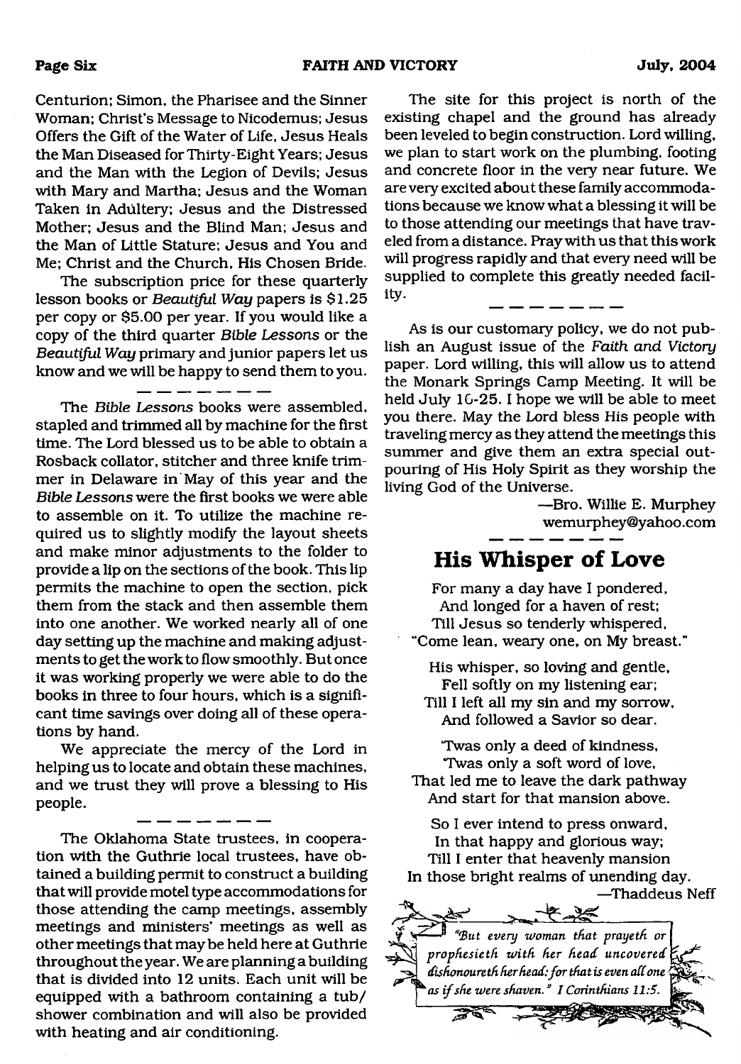Centurion; Simon, the Pharisee and the Sinner Woman; Christ's Message to Nicodemus; Jesus Offers the Gift of the Water of Life, Jesus Heals the Man Diseased for Thirty-Eight Years; Jesus and the Man with the Legion of Devils; Jesus with Mary and Martha; Jesus and the Woman Taken in Adultery; Jesus and the Distressed Mother; Jesus and the Blind Man; Jesus and the Man of Little Stature; Jesus and You and Me; Christ and the Church, His Chosen Bride.

The subscription price for these quarterly lesson books or *Beautiful Way* papers is $1.25 per copy or $5.00 per year. If you would like a copy of the third quarter *Bible Lessons* or the *Beautiful Way* primary and junior papers let us know and we will be happy to send them to you.

— — — — — — —

The *Bible Lessons* books were assembled, stapled and trimmed all by machine for the first time. The Lord blessed us to be able to obtain a Rosback collator, stitcher and three knife trimmer in Delaware in May of this year and the *Bible Lessons* were the first books we were able to assemble on it. To utilize the machine required us to slightly modify the layout sheets and make minor adjustments to the folder to provide a lip on the sections of the book. This lip permits the machine to open the section, pick them from the stack and then assemble them into one another. We worked nearly all of one day setting up the machine and making adjustments to get the work to flow smoothly. But once it was working properly we were able to do the books in three to four hours, which is a significant time savings over doing all of these operations by hand.

We appreciate the mercy of the Lord in helping us to locate and obtain these machines, and we trust they will prove a blessing to His people.

— — — — — — —

The Oklahoma State trustees, in cooperation with the Guthrie local trustees, have obtained a building permit to construct a building that will provide motel type accommodations for those attending the camp meetings, assembly meetings and ministers' meetings as well as other meetings that may be held here at Guthrie throughout the year. We are planning a building that is divided into 12 units. Each unit will be equipped with a bathroom containing a tub/shower combination and will also be provided with heating and air conditioning.

The site for this project is north of the existing chapel and the ground has already been leveled to begin construction. Lord willing, we plan to start work on the plumbing, footing and concrete floor in the very near future. We are very excited about these family accommodations because we know what a blessing it will be to those attending our meetings that have traveled from a distance. Pray with us that this work will progress rapidly and that every need will be supplied to complete this greatly needed facility.

— — — — — — —

As is our customary policy, we do not publish an August issue of the *Faith and Victory* paper. Lord willing, this will allow us to attend the Monark Springs Camp Meeting. It will be held July 16-25. I hope we will be able to meet you there. May the Lord bless His people with traveling mercy as they attend the meetings this summer and give them an extra special outpouring of His Holy Spirit as they worship the living God of the Universe.

—Bro. Willie E. Murphey
wemurphey@yahoo.com

— — — — — — —

## His Whisper of Love

For many a day have I pondered,
And longed for a haven of rest;
Till Jesus so tenderly whispered,
"Come lean, weary one, on My breast."

His whisper, so loving and gentle,
Fell softly on my listening ear;
Till I left all my sin and my sorrow,
And followed a Savior so dear.

'Twas only a deed of kindness,
'Twas only a soft word of love,
That led me to leave the dark pathway
And start for that mansion above.

So I ever intend to press onward,
In that happy and glorious way;
Till I enter that heavenly mansion
In those bright realms of unending day.

—Thaddeus Neff

*"But every woman that prayeth or prophesieth with her head uncovered dishonoureth her head: for that is even all one as if she were shaven." I Corinthians 11:5.*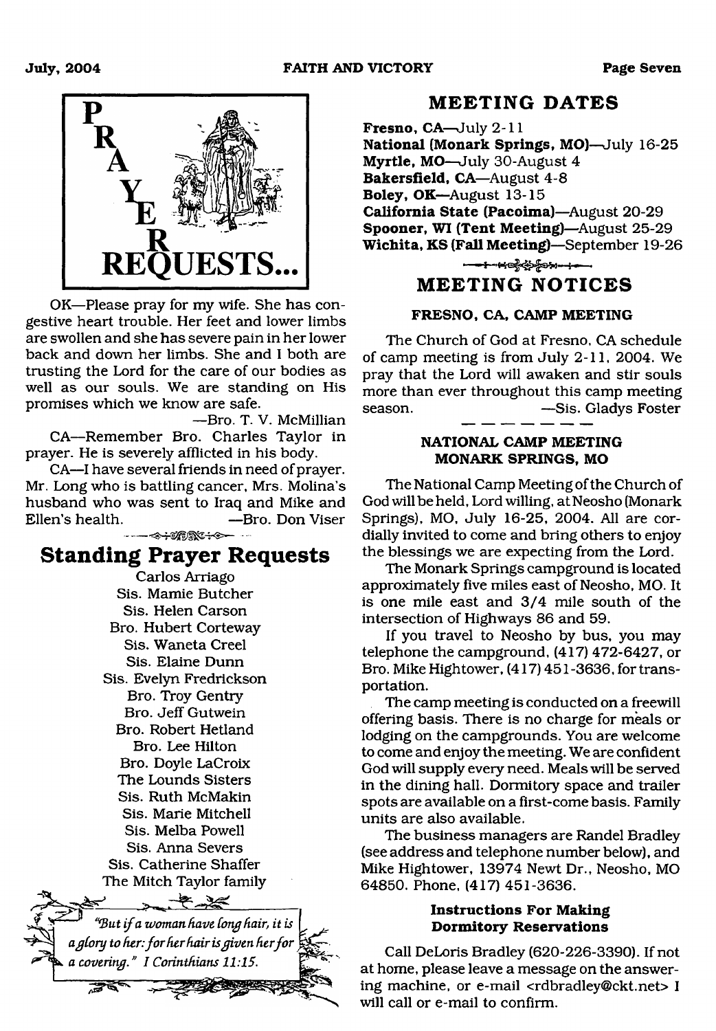# PRAYER REQUESTS...

OK—Please pray for my wife. She has congestive heart trouble. Her feet and lower limbs are swollen and she has severe pain in her lower back and down her limbs. She and I both are trusting the Lord for the care of our bodies as well as our souls. We are standing on His promises which we know are safe.

—Bro. T. V. McMillian

CA—Remember Bro. Charles Taylor in prayer. He is severely afflicted in his body.

CA—I have several friends in need of prayer. Mr. Long who is battling cancer, Mrs. Molina's husband who was sent to Iraq and Mike and Ellen's health. —Bro. Don Viser

## Standing Prayer Requests

Carlos Arriago
Sis. Mamie Butcher
Sis. Helen Carson
Bro. Hubert Corteway
Sis. Waneta Creel
Sis. Elaine Dunn
Sis. Evelyn Fredrickson
Bro. Troy Gentry
Bro. Jeff Gutwein
Bro. Robert Hetland
Bro. Lee Hilton
Bro. Doyle LaCroix
The Lounds Sisters
Sis. Ruth McMakin
Sis. Marie Mitchell
Sis. Melba Powell
Sis. Anna Severs
Sis. Catherine Shaffer
The Mitch Taylor family

*"But if a woman have long hair, it is a glory to her: for her hair is given her for a covering." I Corinthians 11:15.*

## MEETING DATES

**Fresno, CA**—July 2-11
**National (Monark Springs, MO)**—July 16-25
**Myrtle, MO**—July 30-August 4
**Bakersfield, CA**—August 4-8
**Boley, OK**—August 13-15
**California State (Pacoima)**—August 20-29
**Spooner, WI (Tent Meeting)**—August 25-29
**Wichita, KS (Fall Meeting)**—September 19-26

## MEETING NOTICES

### FRESNO, CA, CAMP MEETING

The Church of God at Fresno, CA schedule of camp meeting is from July 2-11, 2004. We pray that the Lord will awaken and stir souls more than ever throughout this camp meeting season. —Sis. Gladys Foster

### NATIONAL CAMP MEETING MONARK SPRINGS, MO

The National Camp Meeting of the Church of God will be held, Lord willing, at Neosho (Monark Springs), MO, July 16-25, 2004. All are cordially invited to come and bring others to enjoy the blessings we are expecting from the Lord.

The Monark Springs campground is located approximately five miles east of Neosho, MO. It is one mile east and 3/4 mile south of the intersection of Highways 86 and 59.

If you travel to Neosho by bus, you may telephone the campground, (417) 472-6427, or Bro. Mike Hightower, (417) 451-3636, for transportation.

The camp meeting is conducted on a freewill offering basis. There is no charge for meals or lodging on the campgrounds. You are welcome to come and enjoy the meeting. We are confident God will supply every need. Meals will be served in the dining hall. Dormitory space and trailer spots are available on a first-come basis. Family units are also available.

The business managers are Randel Bradley (see address and telephone number below), and Mike Hightower, 13974 Newt Dr., Neosho, MO 64850. Phone, (417) 451-3636.

#### Instructions For Making Dormitory Reservations

Call DeLoris Bradley (620-226-3390). If not at home, please leave a message on the answering machine, or e-mail <rdbradley@ckt.net> I will call or e-mail to confirm.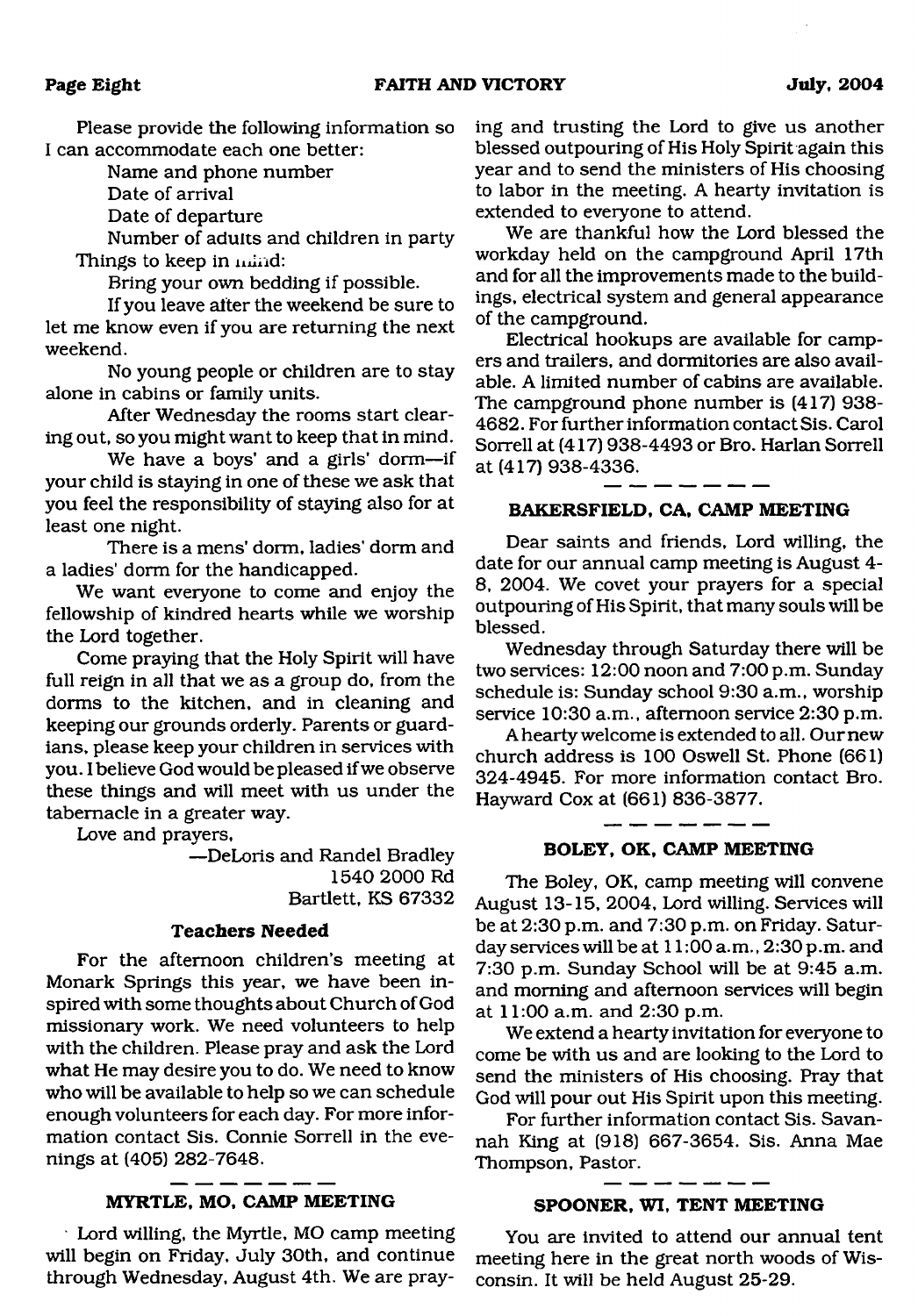Please provide the following information so I can accommodate each one better:

Name and phone number

Date of arrival

Date of departure

Number of adults and children in party

Things to keep in mind:

Bring your own bedding if possible.

If you leave after the weekend be sure to let me know even if you are returning the next weekend.

No young people or children are to stay alone in cabins or family units.

After Wednesday the rooms start clearing out, so you might want to keep that in mind.

We have a boys' and a girls' dorm—if your child is staying in one of these we ask that you feel the responsibility of staying also for at least one night.

There is a mens' dorm, ladies' dorm and a ladies' dorm for the handicapped.

We want everyone to come and enjoy the fellowship of kindred hearts while we worship the Lord together.

Come praying that the Holy Spirit will have full reign in all that we as a group do, from the dorms to the kitchen, and in cleaning and keeping our grounds orderly. Parents or guardians, please keep your children in services with you. I believe God would be pleased if we observe these things and will meet with us under the tabernacle in a greater way.

Love and prayers,

—DeLoris and Randel Bradley
1540 2000 Rd
Bartlett, KS 67332

### Teachers Needed

For the afternoon children's meeting at Monark Springs this year, we have been inspired with some thoughts about Church of God missionary work. We need volunteers to help with the children. Please pray and ask the Lord what He may desire you to do. We need to know who will be available to help so we can schedule enough volunteers for each day. For more information contact Sis. Connie Sorrell in the evenings at (405) 282-7648.

---

### MYRTLE, MO, CAMP MEETING

Lord willing, the Myrtle, MO camp meeting will begin on Friday, July 30th, and continue through Wednesday, August 4th. We are praying and trusting the Lord to give us another blessed outpouring of His Holy Spirit again this year and to send the ministers of His choosing to labor in the meeting. A hearty invitation is extended to everyone to attend.

We are thankful how the Lord blessed the workday held on the campground April 17th and for all the improvements made to the buildings, electrical system and general appearance of the campground.

Electrical hookups are available for campers and trailers, and dormitories are also available. A limited number of cabins are available. The campground phone number is (417) 938-4682. For further information contact Sis. Carol Sorrell at (417) 938-4493 or Bro. Harlan Sorrell at (417) 938-4336.

---

### BAKERSFIELD, CA, CAMP MEETING

Dear saints and friends, Lord willing, the date for our annual camp meeting is August 4-8, 2004. We covet your prayers for a special outpouring of His Spirit, that many souls will be blessed.

Wednesday through Saturday there will be two services: 12:00 noon and 7:00 p.m. Sunday schedule is: Sunday school 9:30 a.m., worship service 10:30 a.m., afternoon service 2:30 p.m.

A hearty welcome is extended to all. Our new church address is 100 Oswell St. Phone (661) 324-4945. For more information contact Bro. Hayward Cox at (661) 836-3877.

---

### BOLEY, OK, CAMP MEETING

The Boley, OK, camp meeting will convene August 13-15, 2004, Lord willing. Services will be at 2:30 p.m. and 7:30 p.m. on Friday. Saturday services will be at 11:00 a.m., 2:30 p.m. and 7:30 p.m. Sunday School will be at 9:45 a.m. and morning and afternoon services will begin at 11:00 a.m. and 2:30 p.m.

We extend a hearty invitation for everyone to come be with us and are looking to the Lord to send the ministers of His choosing. Pray that God will pour out His Spirit upon this meeting.

For further information contact Sis. Savannah King at (918) 667-3654. Sis. Anna Mae Thompson, Pastor.

---

### SPOONER, WI, TENT MEETING

You are invited to attend our annual tent meeting here in the great north woods of Wisconsin. It will be held August 25-29.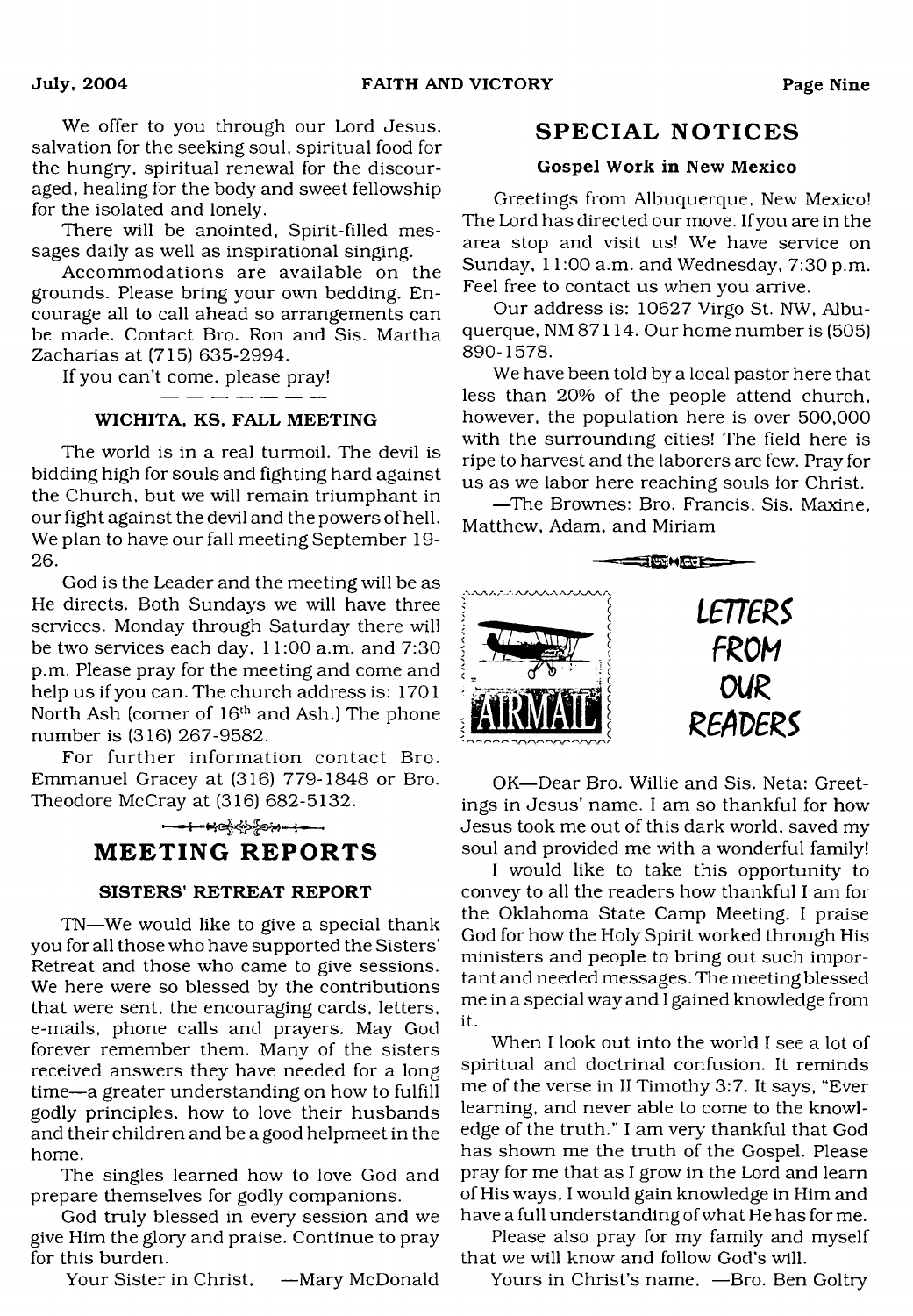We offer to you through our Lord Jesus, salvation for the seeking soul, spiritual food for the hungry, spiritual renewal for the discouraged, healing for the body and sweet fellowship for the isolated and lonely.

There will be anointed, Spirit-filled messages daily as well as inspirational singing.

Accommodations are available on the grounds. Please bring your own bedding. Encourage all to call ahead so arrangements can be made. Contact Bro. Ron and Sis. Martha Zacharias at (715) 635-2994.

If you can't come, please pray!

### WICHITA, KS, FALL MEETING

The world is in a real turmoil. The devil is bidding high for souls and fighting hard against the Church, but we will remain triumphant in our fight against the devil and the powers of hell. We plan to have our fall meeting September 19-26.

God is the Leader and the meeting will be as He directs. Both Sundays we will have three services. Monday through Saturday there will be two services each day, 11:00 a.m. and 7:30 p.m. Please pray for the meeting and come and help us if you can. The church address is: 1701 North Ash (corner of 16th and Ash.) The phone number is (316) 267-9582.

For further information contact Bro. Emmanuel Gracey at (316) 779-1848 or Bro. Theodore McCray at (316) 682-5132.

## MEETING REPORTS

### SISTERS' RETREAT REPORT

TN—We would like to give a special thank you for all those who have supported the Sisters' Retreat and those who came to give sessions. We here were so blessed by the contributions that were sent, the encouraging cards, letters, e-mails, phone calls and prayers. May God forever remember them. Many of the sisters received answers they have needed for a long time—a greater understanding on how to fulfill godly principles, how to love their husbands and their children and be a good helpmeet in the home.

The singles learned how to love God and prepare themselves for godly companions.

God truly blessed in every session and we give Him the glory and praise. Continue to pray for this burden.

Your Sister in Christ, —Mary McDonald

## SPECIAL NOTICES

### Gospel Work in New Mexico

Greetings from Albuquerque, New Mexico! The Lord has directed our move. If you are in the area stop and visit us! We have service on Sunday, 11:00 a.m. and Wednesday, 7:30 p.m. Feel free to contact us when you arrive.

Our address is: 10627 Virgo St. NW, Albuquerque, NM 87114. Our home number is (505) 890-1578.

We have been told by a local pastor here that less than 20% of the people attend church, however, the population here is over 500,000 with the surrounding cities! The field here is ripe to harvest and the laborers are few. Pray for us as we labor here reaching souls for Christ.

—The Brownes: Bro. Francis, Sis. Maxine, Matthew, Adam, and Miriam

## LETTERS FROM OUR READERS

OK—Dear Bro. Willie and Sis. Neta: Greetings in Jesus' name. I am so thankful for how Jesus took me out of this dark world, saved my soul and provided me with a wonderful family!

I would like to take this opportunity to convey to all the readers how thankful I am for the Oklahoma State Camp Meeting. I praise God for how the Holy Spirit worked through His ministers and people to bring out such important and needed messages. The meeting blessed me in a special way and I gained knowledge from it.

When I look out into the world I see a lot of spiritual and doctrinal confusion. It reminds me of the verse in II Timothy 3:7. It says, "Ever learning, and never able to come to the knowledge of the truth." I am very thankful that God has shown me the truth of the Gospel. Please pray for me that as I grow in the Lord and learn of His ways, I would gain knowledge in Him and have a full understanding of what He has for me.

Please also pray for my family and myself that we will know and follow God's will.

Yours in Christ's name. —Bro. Ben Goltry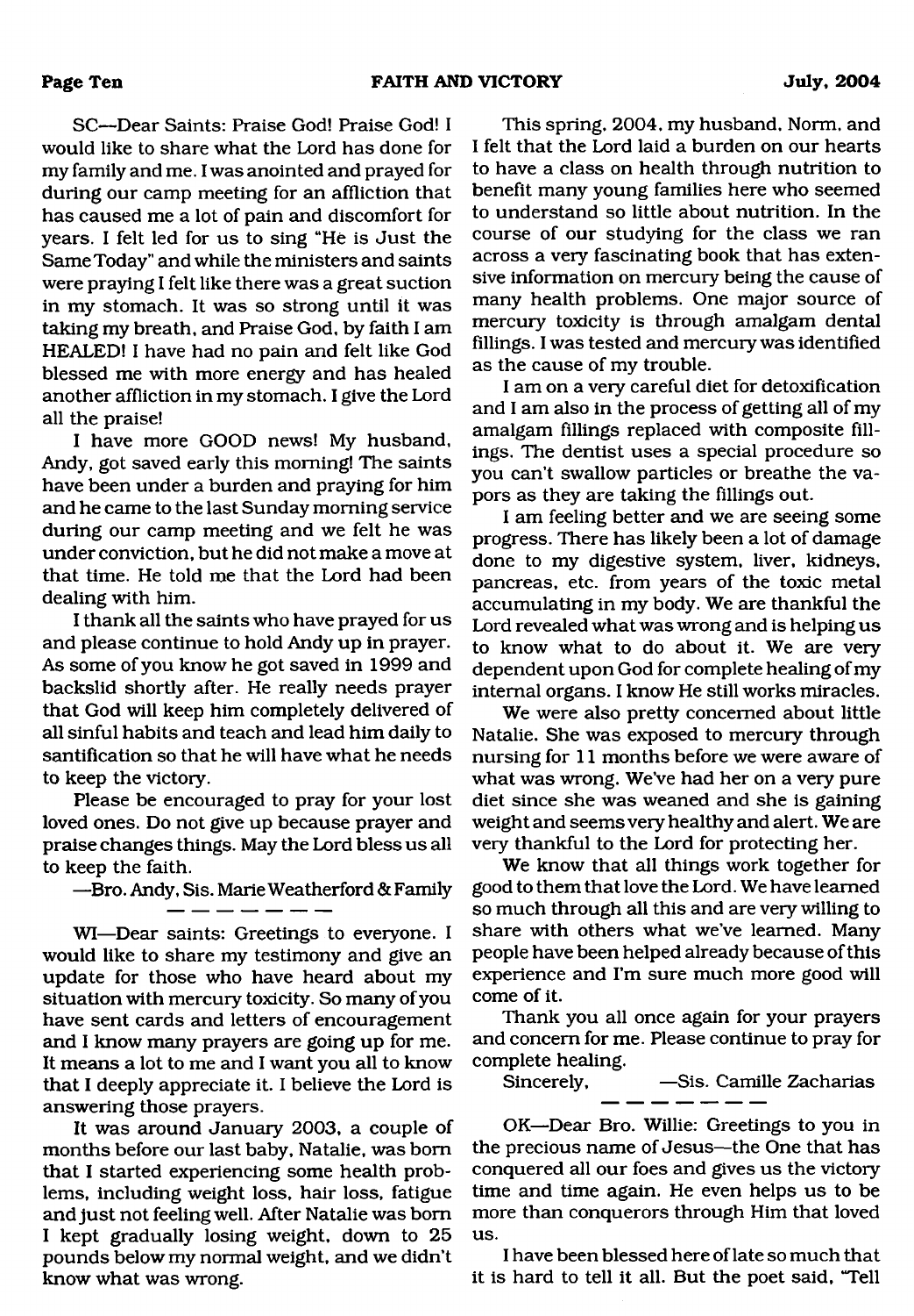SC—Dear Saints: Praise God! Praise God! I would like to share what the Lord has done for my family and me. I was anointed and prayed for during our camp meeting for an affliction that has caused me a lot of pain and discomfort for years. I felt led for us to sing "He is Just the Same Today" and while the ministers and saints were praying I felt like there was a great suction in my stomach. It was so strong until it was taking my breath, and Praise God, by faith I am HEALED! I have had no pain and felt like God blessed me with more energy and has healed another affliction in my stomach. I give the Lord all the praise!

I have more GOOD news! My husband, Andy, got saved early this morning! The saints have been under a burden and praying for him and he came to the last Sunday morning service during our camp meeting and we felt he was under conviction, but he did not make a move at that time. He told me that the Lord had been dealing with him.

I thank all the saints who have prayed for us and please continue to hold Andy up in prayer. As some of you know he got saved in 1999 and backslid shortly after. He really needs prayer that God will keep him completely delivered of all sinful habits and teach and lead him daily to santification so that he will have what he needs to keep the victory.

Please be encouraged to pray for your lost loved ones. Do not give up because prayer and praise changes things. May the Lord bless us all to keep the faith.

—Bro. Andy, Sis. Marie Weatherford & Family

---

WI—Dear saints: Greetings to everyone. I would like to share my testimony and give an update for those who have heard about my situation with mercury toxicity. So many of you have sent cards and letters of encouragement and I know many prayers are going up for me. It means a lot to me and I want you all to know that I deeply appreciate it. I believe the Lord is answering those prayers.

It was around January 2003, a couple of months before our last baby, Natalie, was born that I started experiencing some health problems, including weight loss, hair loss, fatigue and just not feeling well. After Natalie was born I kept gradually losing weight, down to 25 pounds below my normal weight, and we didn't know what was wrong.

This spring, 2004, my husband, Norm, and I felt that the Lord laid a burden on our hearts to have a class on health through nutrition to benefit many young families here who seemed to understand so little about nutrition. In the course of our studying for the class we ran across a very fascinating book that has extensive information on mercury being the cause of many health problems. One major source of mercury toxicity is through amalgam dental fillings. I was tested and mercury was identified as the cause of my trouble.

I am on a very careful diet for detoxification and I am also in the process of getting all of my amalgam fillings replaced with composite fillings. The dentist uses a special procedure so you can't swallow particles or breathe the vapors as they are taking the fillings out.

I am feeling better and we are seeing some progress. There has likely been a lot of damage done to my digestive system, liver, kidneys, pancreas, etc. from years of the toxic metal accumulating in my body. We are thankful the Lord revealed what was wrong and is helping us to know what to do about it. We are very dependent upon God for complete healing of my internal organs. I know He still works miracles.

We were also pretty concerned about little Natalie. She was exposed to mercury through nursing for 11 months before we were aware of what was wrong. We've had her on a very pure diet since she was weaned and she is gaining weight and seems very healthy and alert. We are very thankful to the Lord for protecting her.

We know that all things work together for good to them that love the Lord. We have learned so much through all this and are very willing to share with others what we've learned. Many people have been helped already because of this experience and I'm sure much more good will come of it.

Thank you all once again for your prayers and concern for me. Please continue to pray for complete healing.

Sincerely, —Sis. Camille Zacharias

---

OK—Dear Bro. Willie: Greetings to you in the precious name of Jesus—the One that has conquered all our foes and gives us the victory time and time again. He even helps us to be more than conquerors through Him that loved us.

I have been blessed here of late so much that it is hard to tell it all. But the poet said, "Tell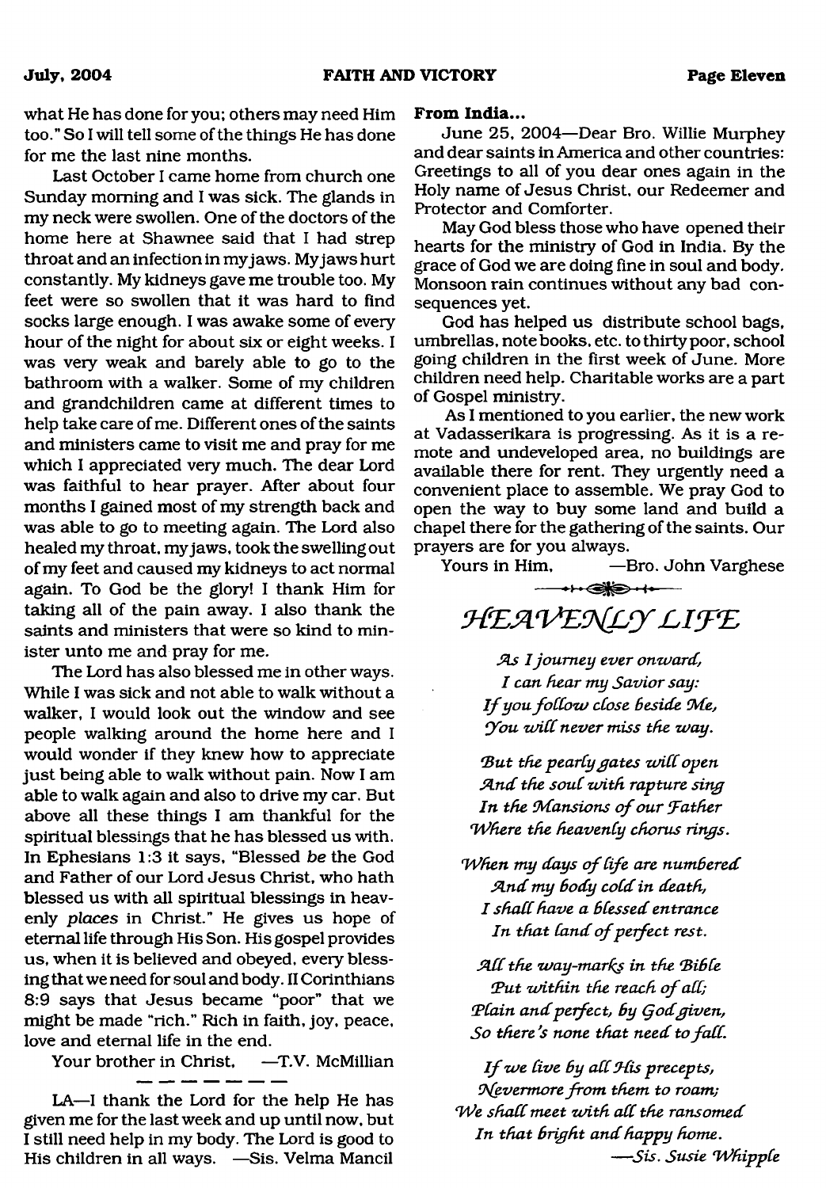what He has done for you; others may need Him too." So I will tell some of the things He has done for me the last nine months.

Last October I came home from church one Sunday morning and I was sick. The glands in my neck were swollen. One of the doctors of the home here at Shawnee said that I had strep throat and an infection in my jaws. My jaws hurt constantly. My kidneys gave me trouble too. My feet were so swollen that it was hard to find socks large enough. I was awake some of every hour of the night for about six or eight weeks. I was very weak and barely able to go to the bathroom with a walker. Some of my children and grandchildren came at different times to help take care of me. Different ones of the saints and ministers came to visit me and pray for me which I appreciated very much. The dear Lord was faithful to hear prayer. After about four months I gained most of my strength back and was able to go to meeting again. The Lord also healed my throat, my jaws, took the swelling out of my feet and caused my kidneys to act normal again. To God be the glory! I thank Him for taking all of the pain away. I also thank the saints and ministers that were so kind to minister unto me and pray for me.

The Lord has also blessed me in other ways. While I was sick and not able to walk without a walker, I would look out the window and see people walking around the home here and I would wonder if they knew how to appreciate just being able to walk without pain. Now I am able to walk again and also to drive my car. But above all these things I am thankful for the spiritual blessings that he has blessed us with. In Ephesians 1:3 it says, "Blessed *be* the God and Father of our Lord Jesus Christ, who hath blessed us with all spiritual blessings in heavenly *places* in Christ." He gives us hope of eternal life through His Son. His gospel provides us, when it is believed and obeyed, every blessing that we need for soul and body. II Corinthians 8:9 says that Jesus became "poor" that we might be made "rich." Rich in faith, joy, peace, love and eternal life in the end.

Your brother in Christ, —T.V. McMillian

---

LA—I thank the Lord for the help He has given me for the last week and up until now, but I still need help in my body. The Lord is good to His children in all ways. —Sis. Velma Mancil

**From India...**

June 25, 2004—Dear Bro. Willie Murphey and dear saints in America and other countries: Greetings to all of you dear ones again in the Holy name of Jesus Christ, our Redeemer and Protector and Comforter.

May God bless those who have opened their hearts for the ministry of God in India. By the grace of God we are doing fine in soul and body. Monsoon rain continues without any bad consequences yet.

God has helped us distribute school bags, umbrellas, note books, etc. to thirty poor, school going children in the first week of June. More children need help. Charitable works are a part of Gospel ministry.

As I mentioned to you earlier, the new work at Vadasserikara is progressing. As it is a remote and undeveloped area, no buildings are available there for rent. They urgently need a convenient place to assemble. We pray God to open the way to buy some land and build a chapel there for the gathering of the saints. Our prayers are for you always.

Yours in Him, —Bro. John Varghese

## *HEAVENLY LIFE*

*As I journey ever onward,*
*I can hear my Savior say:*
*If you follow close beside Me,*
*You will never miss the way.*

*But the pearly gates will open*
*And the soul with rapture sing*
*In the Mansions of our Father*
*Where the heavenly chorus rings.*

*When my days of life are numbered*
*And my body cold in death,*
*I shall have a blessed entrance*
*In that land of perfect rest.*

*All the way-marks in the Bible*
*Put within the reach of all;*
*Plain and perfect, by God given,*
*So there's none that need to fall.*

*If we live by all His precepts,*
*Nevermore from them to roam;*
*We shall meet with all the ransomed*
*In that bright and happy home.*

*—Sis. Susie Whipple*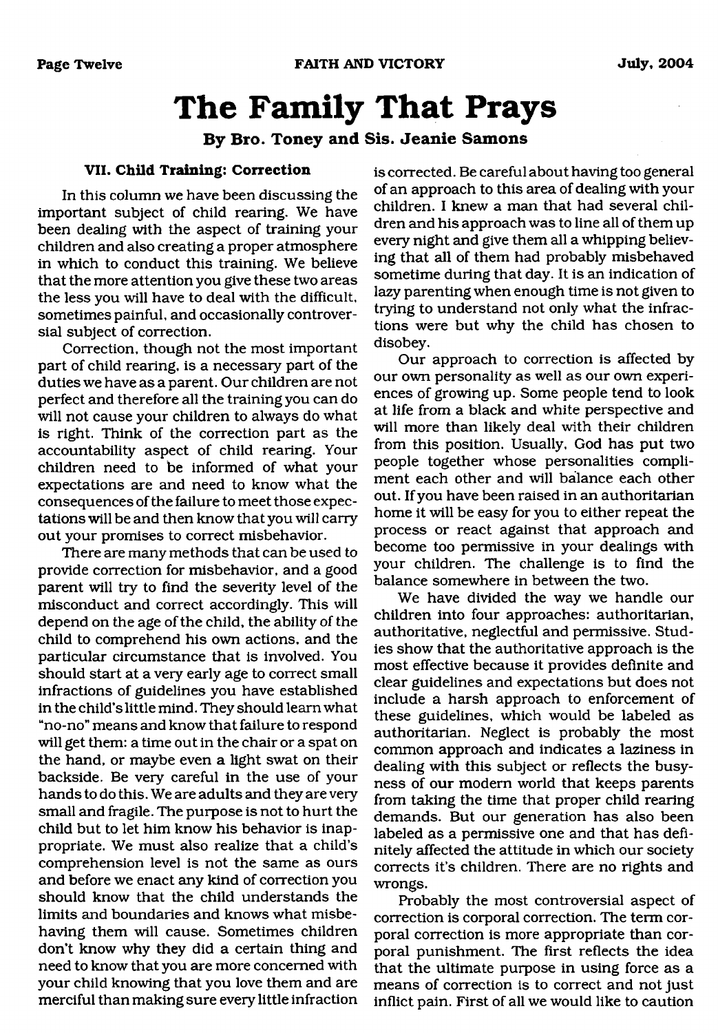# The Family That Prays

**By Bro. Toney and Sis. Jeanie Samons**

### VII. Child Training: Correction

In this column we have been discussing the important subject of child rearing. We have been dealing with the aspect of training your children and also creating a proper atmosphere in which to conduct this training. We believe that the more attention you give these two areas the less you will have to deal with the difficult, sometimes painful, and occasionally controversial subject of correction.

Correction, though not the most important part of child rearing, is a necessary part of the duties we have as a parent. Our children are not perfect and therefore all the training you can do will not cause your children to always do what is right. Think of the correction part as the accountability aspect of child rearing. Your children need to be informed of what your expectations are and need to know what the consequences of the failure to meet those expectations will be and then know that you will carry out your promises to correct misbehavior.

There are many methods that can be used to provide correction for misbehavior, and a good parent will try to find the severity level of the misconduct and correct accordingly. This will depend on the age of the child, the ability of the child to comprehend his own actions, and the particular circumstance that is involved. You should start at a very early age to correct small infractions of guidelines you have established in the child's little mind. They should learn what "no-no" means and know that failure to respond will get them: a time out in the chair or a spat on the hand, or maybe even a light swat on their backside. Be very careful in the use of your hands to do this. We are adults and they are very small and fragile. The purpose is not to hurt the child but to let him know his behavior is inappropriate. We must also realize that a child's comprehension level is not the same as ours and before we enact any kind of correction you should know that the child understands the limits and boundaries and knows what misbehaving them will cause. Sometimes children don't know why they did a certain thing and need to know that you are more concerned with your child knowing that you love them and are merciful than making sure every little infraction is corrected. Be careful about having too general of an approach to this area of dealing with your children. I knew a man that had several children and his approach was to line all of them up every night and give them all a whipping believing that all of them had probably misbehaved sometime during that day. It is an indication of lazy parenting when enough time is not given to trying to understand not only what the infractions were but why the child has chosen to disobey.

Our approach to correction is affected by our own personality as well as our own experiences of growing up. Some people tend to look at life from a black and white perspective and will more than likely deal with their children from this position. Usually, God has put two people together whose personalities compliment each other and will balance each other out. If you have been raised in an authoritarian home it will be easy for you to either repeat the process or react against that approach and become too permissive in your dealings with your children. The challenge is to find the balance somewhere in between the two.

We have divided the way we handle our children into four approaches: authoritarian, authoritative, neglectful and permissive. Studies show that the authoritative approach is the most effective because it provides definite and clear guidelines and expectations but does not include a harsh approach to enforcement of these guidelines, which would be labeled as authoritarian. Neglect is probably the most common approach and indicates a laziness in dealing with this subject or reflects the busyness of our modern world that keeps parents from taking the time that proper child rearing demands. But our generation has also been labeled as a permissive one and that has definitely affected the attitude in which our society corrects it's children. There are no rights and wrongs.

Probably the most controversial aspect of correction is corporal correction. The term corporal correction is more appropriate than corporal punishment. The first reflects the idea that the ultimate purpose in using force as a means of correction is to correct and not just inflict pain. First of all we would like to caution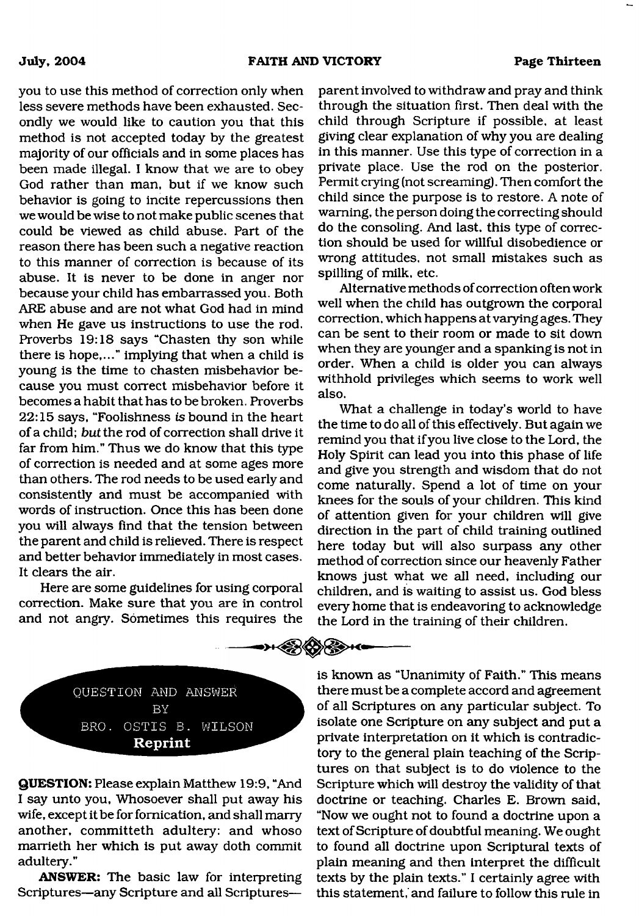you to use this method of correction only when less severe methods have been exhausted. Secondly we would like to caution you that this method is not accepted today by the greatest majority of our officials and in some places has been made illegal. I know that we are to obey God rather than man, but if we know such behavior is going to incite repercussions then we would be wise to not make public scenes that could be viewed as child abuse. Part of the reason there has been such a negative reaction to this manner of correction is because of its abuse. It is never to be done in anger nor because your child has embarrassed you. Both ARE abuse and are not what God had in mind when He gave us instructions to use the rod. Proverbs 19:18 says "Chasten thy son while there is hope,..." implying that when a child is young is the time to chasten misbehavior because you must correct misbehavior before it becomes a habit that has to be broken. Proverbs 22:15 says, "Foolishness *is* bound in the heart of a child; *but* the rod of correction shall drive it far from him." Thus we do know that this type of correction is needed and at some ages more than others. The rod needs to be used early and consistently and must be accompanied with words of instruction. Once this has been done you will always find that the tension between the parent and child is relieved. There is respect and better behavior immediately in most cases. It clears the air.

Here are some guidelines for using corporal correction. Make sure that you are in control and not angry. Sometimes this requires the parent involved to withdraw and pray and think through the situation first. Then deal with the child through Scripture if possible, at least giving clear explanation of why you are dealing in this manner. Use this type of correction in a private place. Use the rod on the posterior. Permit crying (not screaming). Then comfort the child since the purpose is to restore. A note of warning, the person doing the correcting should do the consoling. And last, this type of correction should be used for willful disobedience or wrong attitudes, not small mistakes such as spilling of milk, etc.

Alternative methods of correction often work well when the child has outgrown the corporal correction, which happens at varying ages. They can be sent to their room or made to sit down when they are younger and a spanking is not in order. When a child is older you can always withhold privileges which seems to work well also.

What a challenge in today's world to have the time to do all of this effectively. But again we remind you that if you live close to the Lord, the Holy Spirit can lead you into this phase of life and give you strength and wisdom that do not come naturally. Spend a lot of time on your knees for the souls of your children. This kind of attention given for your children will give direction in the part of child training outlined here today but will also surpass any other method of correction since our heavenly Father knows just what we all need, including our children, and is waiting to assist us. God bless every home that is endeavoring to acknowledge the Lord in the training of their children.

## QUESTION AND ANSWER BY BRO. OSTIS B. WILSON

**Reprint**

**QUESTION:** Please explain Matthew 19:9, "And I say unto you, Whosoever shall put away his wife, except it be for fornication, and shall marry another, committeth adultery: and whoso marrieth her which is put away doth commit adultery."

**ANSWER:** The basic law for interpreting Scriptures—any Scripture and all Scriptures—is known as "Unanimity of Faith." This means there must be a complete accord and agreement of all Scriptures on any particular subject. To isolate one Scripture on any subject and put a private interpretation on it which is contradictory to the general plain teaching of the Scriptures on that subject is to do violence to the Scripture which will destroy the validity of that doctrine or teaching. Charles E. Brown said, "Now we ought not to found a doctrine upon a text of Scripture of doubtful meaning. We ought to found all doctrine upon Scriptural texts of plain meaning and then interpret the difficult texts by the plain texts." I certainly agree with this statement, and failure to follow this rule in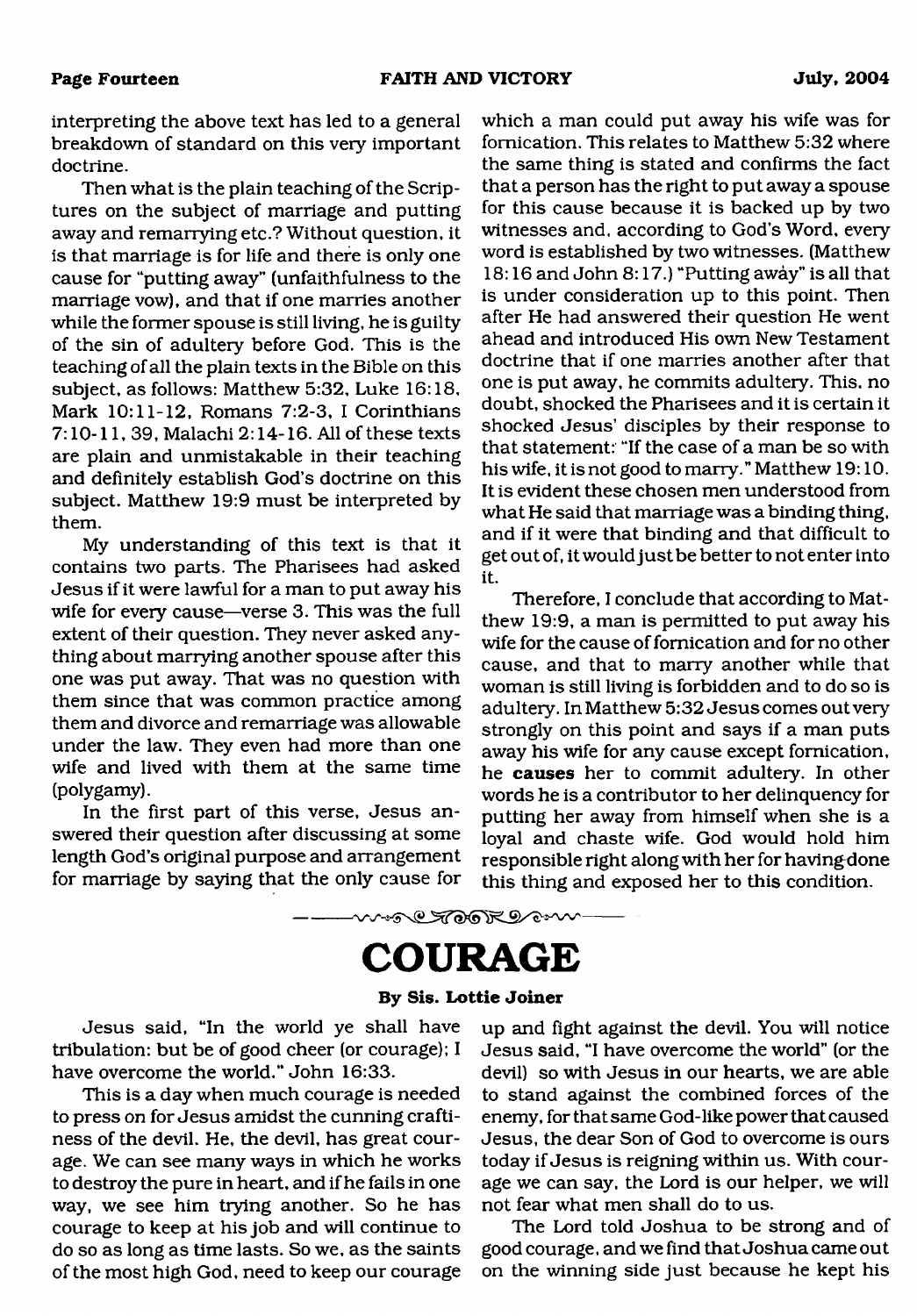interpreting the above text has led to a general breakdown of standard on this very important doctrine.

Then what is the plain teaching of the Scriptures on the subject of marriage and putting away and remarrying etc.? Without question, it is that marriage is for life and there is only one cause for "putting away" (unfaithfulness to the marriage vow), and that if one marries another while the former spouse is still living, he is guilty of the sin of adultery before God. This is the teaching of all the plain texts in the Bible on this subject, as follows: Matthew 5:32, Luke 16:18, Mark 10:11-12, Romans 7:2-3, I Corinthians 7:10-11, 39, Malachi 2:14-16. All of these texts are plain and unmistakable in their teaching and definitely establish God's doctrine on this subject. Matthew 19:9 must be interpreted by them.

My understanding of this text is that it contains two parts. The Pharisees had asked Jesus if it were lawful for a man to put away his wife for every cause—verse 3. This was the full extent of their question. They never asked anything about marrying another spouse after this one was put away. That was no question with them since that was common practice among them and divorce and remarriage was allowable under the law. They even had more than one wife and lived with them at the same time (polygamy).

In the first part of this verse, Jesus answered their question after discussing at some length God's original purpose and arrangement for marriage by saying that the only cause for which a man could put away his wife was for fornication. This relates to Matthew 5:32 where the same thing is stated and confirms the fact that a person has the right to put away a spouse for this cause because it is backed up by two witnesses and, according to God's Word, every word is established by two witnesses. (Matthew 18:16 and John 8:17.) "Putting away" is all that is under consideration up to this point. Then after He had answered their question He went ahead and introduced His own New Testament doctrine that if one marries another after that one is put away, he commits adultery. This, no doubt, shocked the Pharisees and it is certain it shocked Jesus' disciples by their response to that statement: "If the case of a man be so with his wife, it is not good to marry." Matthew 19:10. It is evident these chosen men understood from what He said that marriage was a binding thing, and if it were that binding and that difficult to get out of, it would just be better to not enter into it.

Therefore, I conclude that according to Matthew 19:9, a man is permitted to put away his wife for the cause of fornication and for no other cause, and that to marry another while that woman is still living is forbidden and to do so is adultery. In Matthew 5:32 Jesus comes out very strongly on this point and says if a man puts away his wife for any cause except fornication, he **causes** her to commit adultery. In other words he is a contributor to her delinquency for putting her away from himself when she is a loyal and chaste wife. God would hold him responsible right along with her for having done this thing and exposed her to this condition.

# COURAGE

**By Sis. Lottie Joiner**

Jesus said, "In the world ye shall have tribulation: but be of good cheer (or courage); I have overcome the world." John 16:33.

This is a day when much courage is needed to press on for Jesus amidst the cunning craftiness of the devil. He, the devil, has great courage. We can see many ways in which he works to destroy the pure in heart, and if he fails in one way, we see him trying another. So he has courage to keep at his job and will continue to do so as long as time lasts. So we, as the saints of the most high God, need to keep our courage up and fight against the devil. You will notice Jesus said, "I have overcome the world" (or the devil) so with Jesus in our hearts, we are able to stand against the combined forces of the enemy, for that same God-like power that caused Jesus, the dear Son of God to overcome is ours today if Jesus is reigning within us. With courage we can say, the Lord is our helper, we will not fear what men shall do to us.

The Lord told Joshua to be strong and of good courage, and we find that Joshua came out on the winning side just because he kept his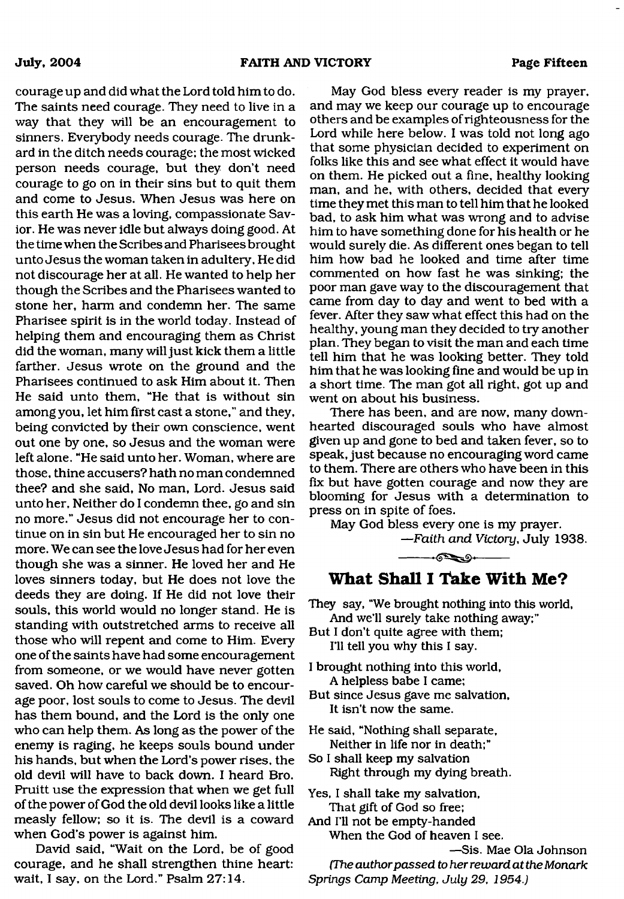courage up and did what the Lord told him to do. The saints need courage. They need to live in a way that they will be an encouragement to sinners. Everybody needs courage. The drunkard in the ditch needs courage; the most wicked person needs courage, but they don't need courage to go on in their sins but to quit them and come to Jesus. When Jesus was here on this earth He was a loving, compassionate Savior. He was never idle but always doing good. At the time when the Scribes and Pharisees brought unto Jesus the woman taken in adultery, He did not discourage her at all. He wanted to help her though the Scribes and the Pharisees wanted to stone her, harm and condemn her. The same Pharisee spirit is in the world today. Instead of helping them and encouraging them as Christ did the woman, many will just kick them a little farther. Jesus wrote on the ground and the Pharisees continued to ask Him about it. Then He said unto them, "He that is without sin among you, let him first cast a stone," and they, being convicted by their own conscience, went out one by one, so Jesus and the woman were left alone. "He said unto her. Woman, where are those, thine accusers? hath no man condemned thee? and she said, No man, Lord. Jesus said unto her, Neither do I condemn thee, go and sin no more." Jesus did not encourage her to continue on in sin but He encouraged her to sin no more. We can see the love Jesus had for her even though she was a sinner. He loved her and He loves sinners today, but He does not love the deeds they are doing. If He did not love their souls, this world would no longer stand. He is standing with outstretched arms to receive all those who will repent and come to Him. Every one of the saints have had some encouragement from someone, or we would have never gotten saved. Oh how careful we should be to encourage poor, lost souls to come to Jesus. The devil has them bound, and the Lord is the only one who can help them. As long as the power of the enemy is raging, he keeps souls bound under his hands, but when the Lord's power rises, the old devil will have to back down. I heard Bro. Pruitt use the expression that when we get full of the power of God the old devil looks like a little measly fellow; so it is. The devil is a coward when God's power is against him.

David said, "Wait on the Lord, be of good courage, and he shall strengthen thine heart: wait, I say, on the Lord." Psalm 27:14.

May God bless every reader is my prayer, and may we keep our courage up to encourage others and be examples of righteousness for the Lord while here below. I was told not long ago that some physician decided to experiment on folks like this and see what effect it would have on them. He picked out a fine, healthy looking man, and he, with others, decided that every time they met this man to tell him that he looked bad, to ask him what was wrong and to advise him to have something done for his health or he would surely die. As different ones began to tell him how bad he looked and time after time commented on how fast he was sinking; the poor man gave way to the discouragement that came from day to day and went to bed with a fever. After they saw what effect this had on the healthy, young man they decided to try another plan. They began to visit the man and each time tell him that he was looking better. They told him that he was looking fine and would be up in a short time. The man got all right, got up and went on about his business.

There has been, and are now, many downhearted discouraged souls who have almost given up and gone to bed and taken fever, so to speak, just because no encouraging word came to them. There are others who have been in this fix but have gotten courage and now they are blooming for Jesus with a determination to press on in spite of foes.

May God bless every one is my prayer.

—*Faith and Victory*, July 1938.

## What Shall I Take With Me?

They say, "We brought nothing into this world,
And we'll surely take nothing away;"
But I don't quite agree with them;
I'll tell you why this I say.

I brought nothing into this world,
A helpless babe I came;
But since Jesus gave me salvation,
It isn't now the same.

He said, "Nothing shall separate,
Neither in life nor in death;"
So I shall keep my salvation
Right through my dying breath.

Yes, I shall take my salvation,
That gift of God so free;
And I'll not be empty-handed
When the God of heaven I see.

—Sis. Mae Ola Johnson

*(The author passed to her reward at the Monark Springs Camp Meeting, July 29, 1954.)*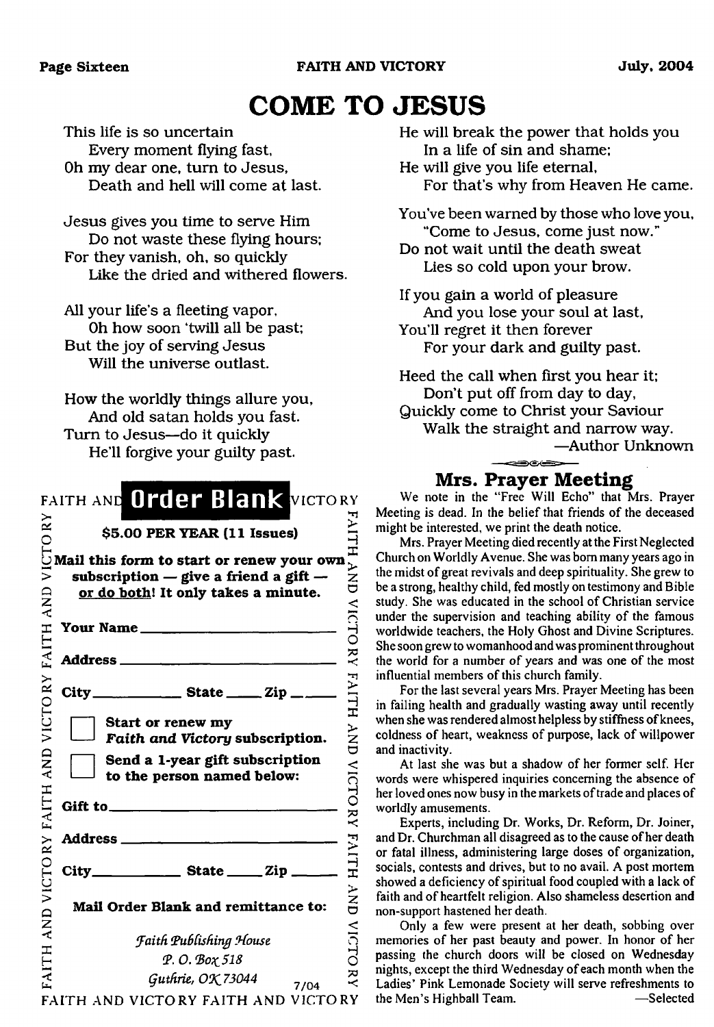# COME TO JESUS

This life is so uncertain
Every moment flying fast,
Oh my dear one, turn to Jesus,
Death and hell will come at last.

Jesus gives you time to serve Him
Do not waste these flying hours;
For they vanish, oh, so quickly
Like the dried and withered flowers.

All your life's a fleeting vapor,
Oh how soon 'twill all be past;
But the joy of serving Jesus
Will the universe outlast.

How the worldly things allure you,
And old satan holds you fast.
Turn to Jesus—do it quickly
He'll forgive your guilty past.

He will break the power that holds you
In a life of sin and shame;
He will give you life eternal,
For that's why from Heaven He came.

You've been warned by those who love you,
"Come to Jesus, come just now."
Do not wait until the death sweat
Lies so cold upon your brow.

If you gain a world of pleasure
And you lose your soul at last,
You'll regret it then forever
For your dark and guilty past.

Heed the call when first you hear it;
Don't put off from day to day,
Quickly come to Christ your Saviour
Walk the straight and narrow way.

—Author Unknown

## Order Blank

**$5.00 PER YEAR (11 Issues)**

**Mail this form to start or renew your own subscription — give a friend a gift — or do both! It only takes a minute.**

**Your Name** \_\_\_\_\_\_\_\_\_\_\_\_\_\_\_\_\_\_\_\_

**Address** \_\_\_\_\_\_\_\_\_\_\_\_\_\_\_\_\_\_\_\_

**City** \_\_\_\_\_\_\_\_\_\_ **State** \_\_\_\_ **Zip** \_\_\_\_

☐ **Start or renew my *Faith and Victory* subscription.**

☐ **Send a 1-year gift subscription to the person named below:**

**Gift to** \_\_\_\_\_\_\_\_\_\_\_\_\_\_\_\_\_\_\_\_

**Address** \_\_\_\_\_\_\_\_\_\_\_\_\_\_\_\_\_\_\_\_

**City** \_\_\_\_\_\_\_\_\_\_ **State** \_\_\_\_ **Zip** \_\_\_\_

**Mail Order Blank and remittance to:**

*Faith Publishing House*
*P. O. Box 518*
*Guthrie, OK 73044*

7/04

## Mrs. Prayer Meeting

We note in the "Free Will Echo" that Mrs. Prayer Meeting is dead. In the belief that friends of the deceased might be interested, we print the death notice.

Mrs. Prayer Meeting died recently at the First Neglected Church on Worldly Avenue. She was born many years ago in the midst of great revivals and deep spirituality. She grew to be a strong, healthy child, fed mostly on testimony and Bible study. She was educated in the school of Christian service under the supervision and teaching ability of the famous worldwide teachers, the Holy Ghost and Divine Scriptures. She soon grew to womanhood and was prominent throughout the world for a number of years and was one of the most influential members of this church family.

For the last several years Mrs. Prayer Meeting has been in failing health and gradually wasting away until recently when she was rendered almost helpless by stiffness of knees, coldness of heart, weakness of purpose, lack of willpower and inactivity.

At last she was but a shadow of her former self. Her words were whispered inquiries concerning the absence of her loved ones now busy in the markets of trade and places of worldly amusements.

Experts, including Dr. Works, Dr. Reform, Dr. Joiner, and Dr. Churchman all disagreed as to the cause of her death or fatal illness, administering large doses of organization, socials, contests and drives, but to no avail. A post mortem showed a deficiency of spiritual food coupled with a lack of faith and of heartfelt religion. Also shameless desertion and non-support hastened her death.

Only a few were present at her death, sobbing over memories of her past beauty and power. In honor of her passing the church doors will be closed on Wednesday nights, except the third Wednesday of each month when the Ladies' Pink Lemonade Society will serve refreshments to the Men's Highball Team. —Selected